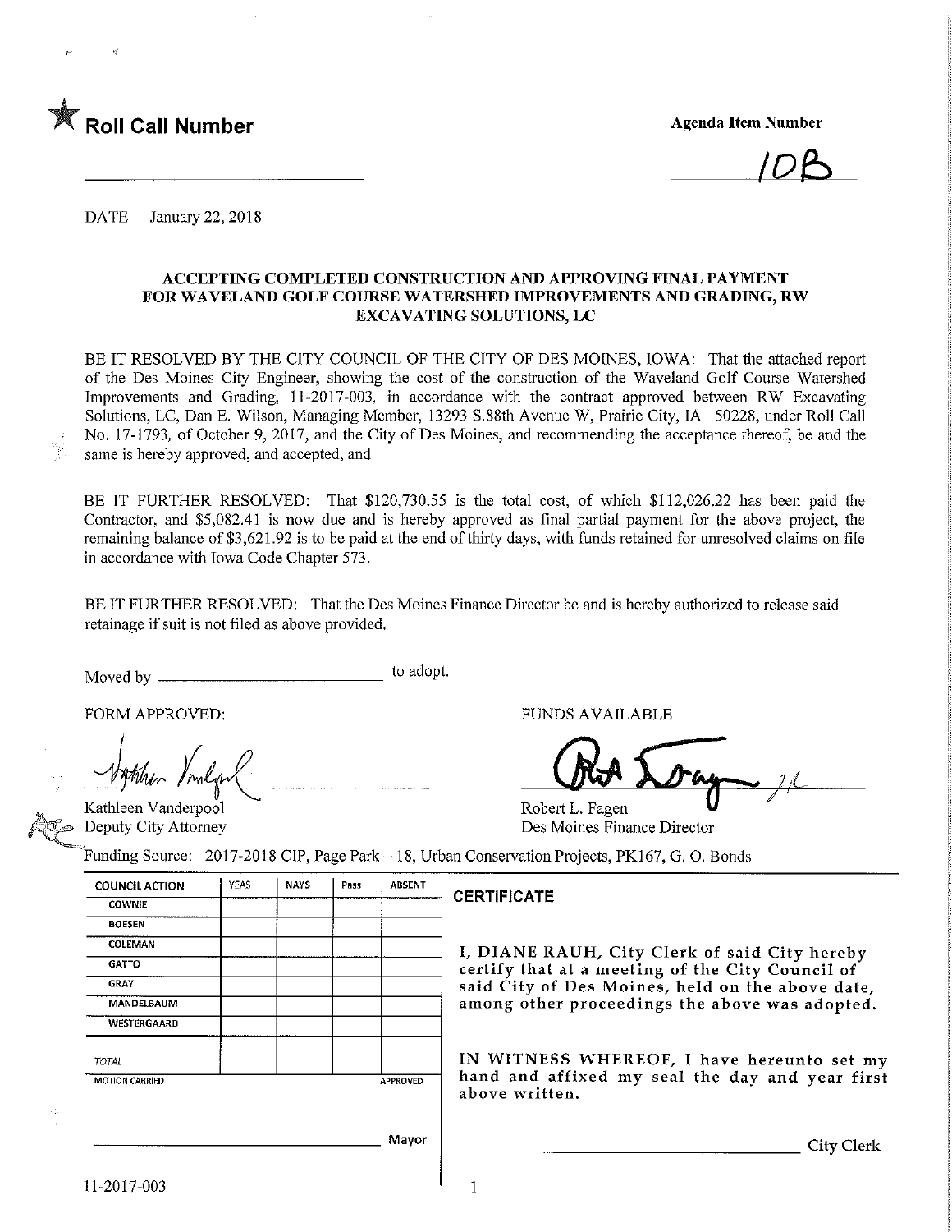★ **Roll Call Number**

**Agenda Item Number**

10B

DATE January 22, 2018

## ACCEPTING COMPLETED CONSTRUCTION AND APPROVING FINAL PAYMENT FOR WAVELAND GOLF COURSE WATERSHED IMPROVEMENTS AND GRADING, RW EXCAVATING SOLUTIONS, LC

BE IT RESOLVED BY THE CITY COUNCIL OF THE CITY OF DES MOINES, IOWA: That the attached report of the Des Moines City Engineer, showing the cost of the construction of the Waveland Golf Course Watershed Improvements and Grading, 11-2017-003, in accordance with the contract approved between RW Excavating Solutions, LC, Dan E. Wilson, Managing Member, 13293 S.88th Avenue W, Prairie City, IA 50228, under Roll Call No. 17-1793, of October 9, 2017, and the City of Des Moines, and recommending the acceptance thereof, be and the same is hereby approved, and accepted, and

BE IT FURTHER RESOLVED: That $120,730.55 is the total cost, of which $112,026.22 has been paid the Contractor, and $5,082.41 is now due and is hereby approved as final partial payment for the above project, the remaining balance of $3,621.92 is to be paid at the end of thirty days, with funds retained for unresolved claims on file in accordance with Iowa Code Chapter 573.

BE IT FURTHER RESOLVED: That the Des Moines Finance Director be and is hereby authorized to release said retainage if suit is not filed as above provided.

Moved by ______________________ to adopt.

FORM APPROVED:

Kathleen Vanderpool
Deputy City Attorney

FUNDS AVAILABLE

Robert L. Fagen
Des Moines Finance Director

Funding Source: 2017-2018 CIP, Page Park – 18, Urban Conservation Projects, PK167, G. O. Bonds

| COUNCIL ACTION | YEAS | NAYS | Pass | ABSENT |
|---|---|---|---|---|
| COWNIE | | | | |
| BOESEN | | | | |
| COLEMAN | | | | |
| GATTO | | | | |
| GRAY | | | | |
| MANDELBAUM | | | | |
| WESTERGAARD | | | | |
| TOTAL | | | | |
| MOTION CARRIED | | | | APPROVED |

______________________ Mayor

**CERTIFICATE**

I, DIANE RAUH, City Clerk of said City hereby certify that at a meeting of the City Council of said City of Des Moines, held on the above date, among other proceedings the above was adopted.

IN WITNESS WHEREOF, I have hereunto set my hand and affixed my seal the day and year first above written.

______________________ City Clerk

11-2017-003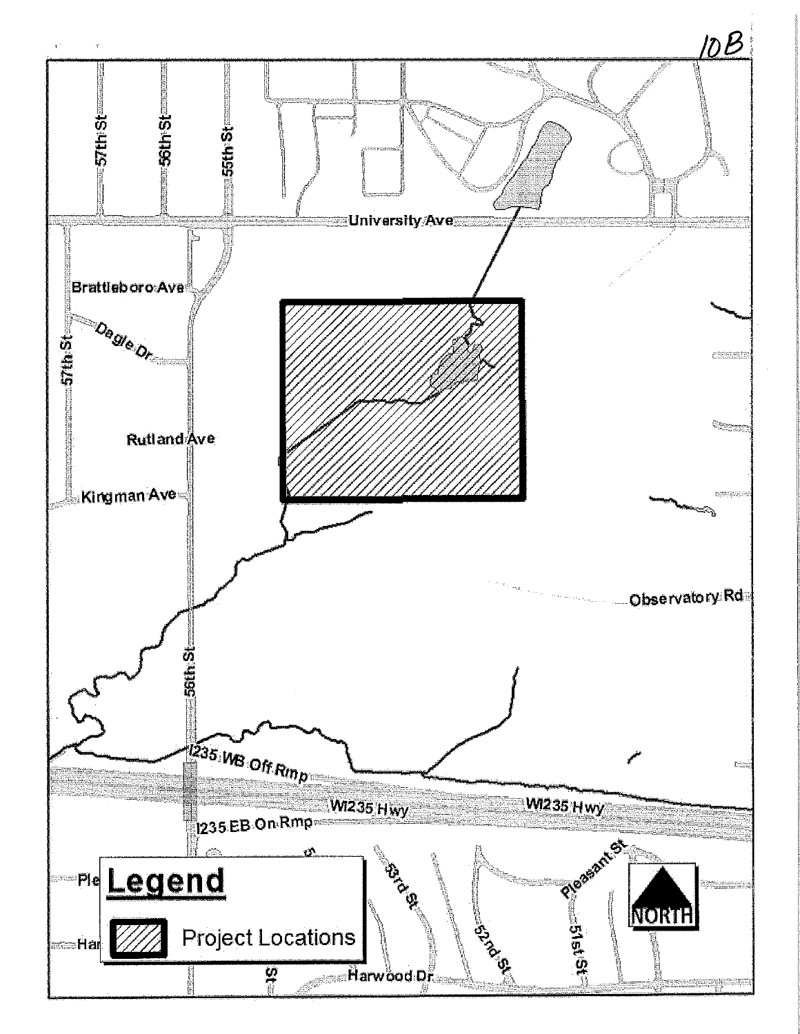10B

University Ave

57th St

56th St

55th St

Brattleboro Ave

Degle Dr

57th St

Rutland Ave

Kingman Ave

Observatory Rd

56th St

I235 WB Off Rmp

WI235 Hwy

WI235 Hwy

I235 EB On Rmp

53rd St

52nd St

Pleasant St

51st St

Harwood Dr

## Legend

Project Locations

NORTH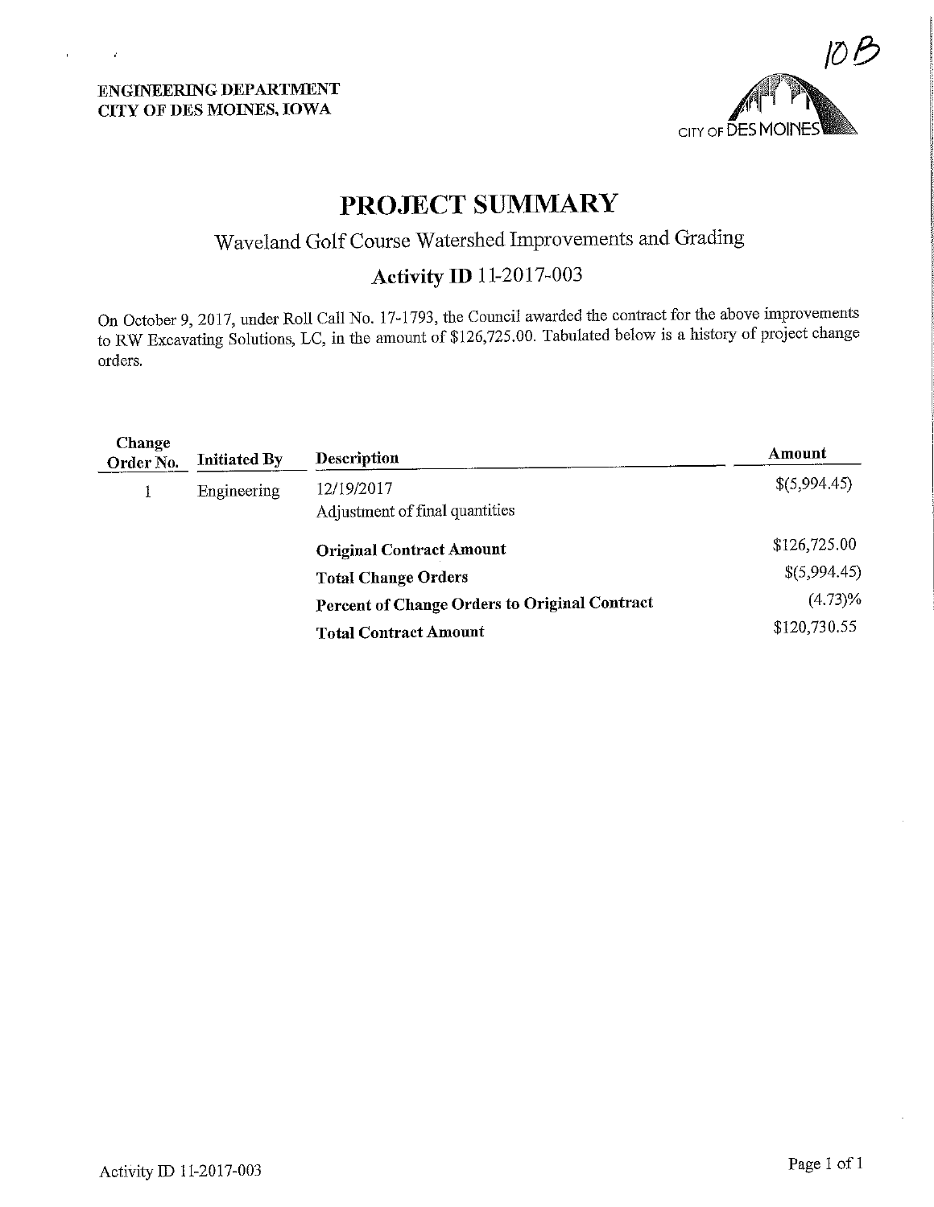10B

**ENGINEERING DEPARTMENT**
**CITY OF DES MOINES, IOWA**

CITY OF DES MOINES

# PROJECT SUMMARY

## Waveland Golf Course Watershed Improvements and Grading

### Activity ID 11-2017-003

On October 9, 2017, under Roll Call No. 17-1793, the Council awarded the contract for the above improvements to RW Excavating Solutions, LC, in the amount of $126,725.00. Tabulated below is a history of project change orders.

| Change Order No. | Initiated By | Description | Amount |
|---|---|---|---|
| 1 | Engineering | 12/19/2017<br>Adjustment of final quantities | $(5,994.45) |
| | | **Original Contract Amount** | $126,725.00 |
| | | **Total Change Orders** | $(5,994.45) |
| | | **Percent of Change Orders to Original Contract** | (4.73)% |
| | | **Total Contract Amount** | $120,730.55 |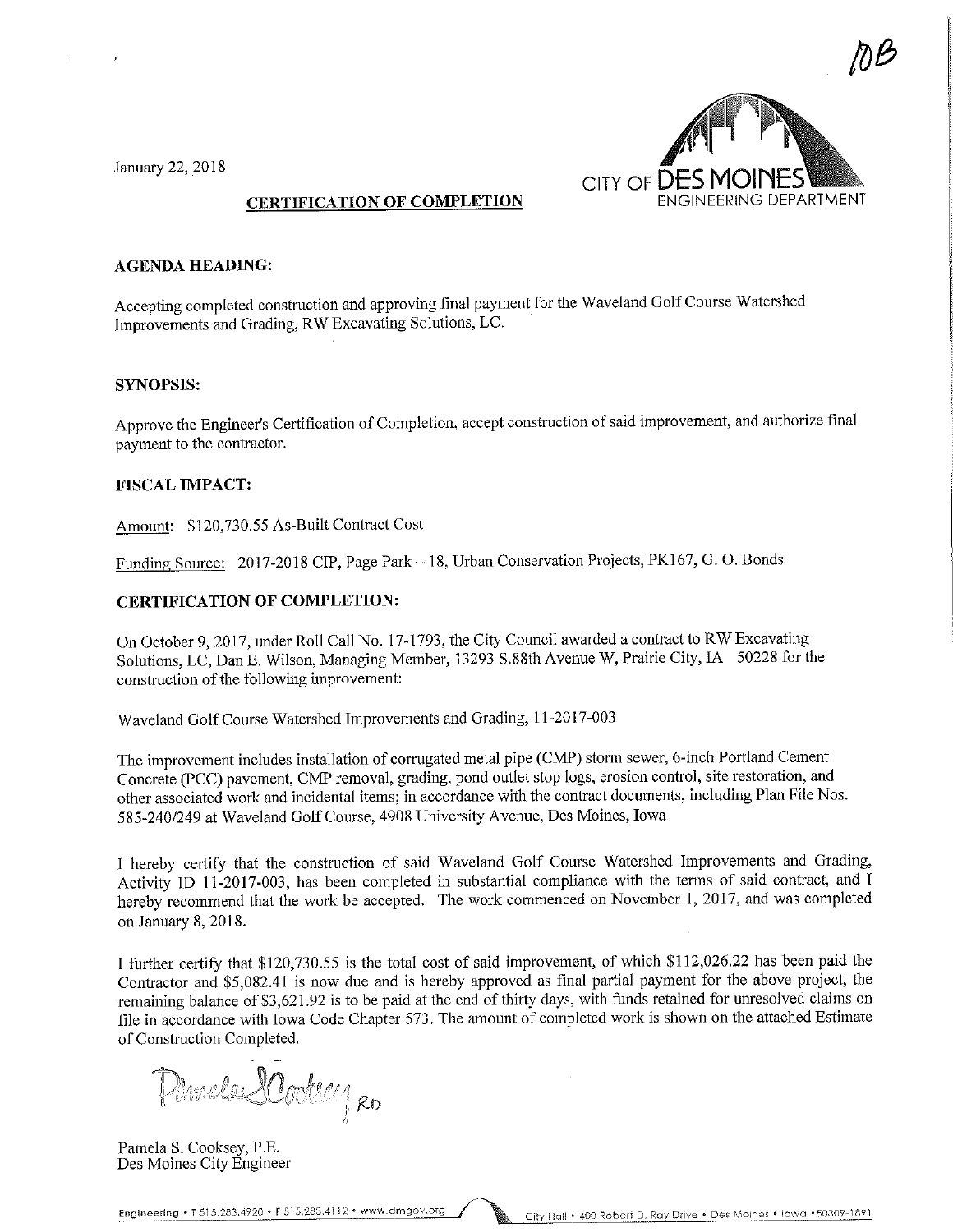10B

January 22, 2018

CITY OF DES MOINES
ENGINEERING DEPARTMENT

**CERTIFICATION OF COMPLETION**

**AGENDA HEADING:**

Accepting completed construction and approving final payment for the Waveland Golf Course Watershed Improvements and Grading, RW Excavating Solutions, LC.

**SYNOPSIS:**

Approve the Engineer's Certification of Completion, accept construction of said improvement, and authorize final payment to the contractor.

**FISCAL IMPACT:**

Amount: $120,730.55 As-Built Contract Cost

Funding Source: 2017-2018 CIP, Page Park – 18, Urban Conservation Projects, PK167, G. O. Bonds

**CERTIFICATION OF COMPLETION:**

On October 9, 2017, under Roll Call No. 17-1793, the City Council awarded a contract to RW Excavating Solutions, LC, Dan E. Wilson, Managing Member, 13293 S.88th Avenue W, Prairie City, IA 50228 for the construction of the following improvement:

Waveland Golf Course Watershed Improvements and Grading, 11-2017-003

The improvement includes installation of corrugated metal pipe (CMP) storm sewer, 6-inch Portland Cement Concrete (PCC) pavement, CMP removal, grading, pond outlet stop logs, erosion control, site restoration, and other associated work and incidental items; in accordance with the contract documents, including Plan File Nos. 585-240/249 at Waveland Golf Course, 4908 University Avenue, Des Moines, Iowa

I hereby certify that the construction of said Waveland Golf Course Watershed Improvements and Grading, Activity ID 11-2017-003, has been completed in substantial compliance with the terms of said contract, and I hereby recommend that the work be accepted. The work commenced on November 1, 2017, and was completed on January 8, 2018.

I further certify that $120,730.55 is the total cost of said improvement, of which $112,026.22 has been paid the Contractor and $5,082.41 is now due and is hereby approved as final partial payment for the above project, the remaining balance of $3,621.92 is to be paid at the end of thirty days, with funds retained for unresolved claims on file in accordance with Iowa Code Chapter 573. The amount of completed work is shown on the attached Estimate of Construction Completed.

Pamela S. Cooksey RD

Pamela S. Cooksey, P.E.
Des Moines City Engineer

Engineering • T 515.283.4920 • F 515.283.4112 • www.dmgov.org    City Hall • 400 Robert D. Ray Drive • Des Moines • Iowa • 50309-1891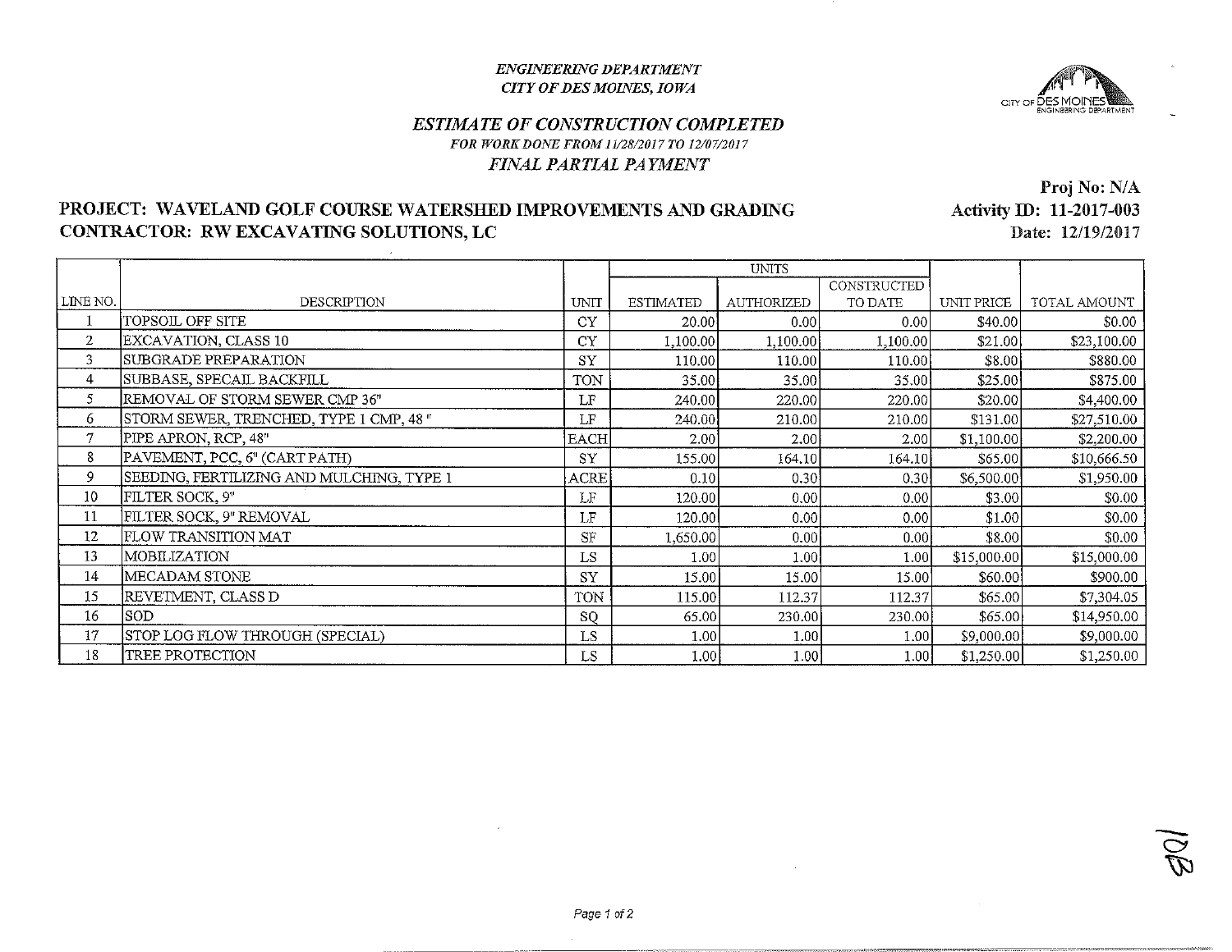*ENGINEERING DEPARTMENT*
*CITY OF DES MOINES, IOWA*

## *ESTIMATE OF CONSTRUCTION COMPLETED*

*FOR WORK DONE FROM 11/28/2017 TO 12/07/2017*

*FINAL PARTIAL PAYMENT*

**Proj No: N/A**
**Activity ID: 11-2017-003**
**Date: 12/19/2017**

**PROJECT: WAVELAND GOLF COURSE WATERSHED IMPROVEMENTS AND GRADING**
**CONTRACTOR: RW EXCAVATING SOLUTIONS, LC**

| LINE NO. | DESCRIPTION | UNIT | UNITS | | | UNIT PRICE | TOTAL AMOUNT |
|---|---|---|---|---|---|---|---|
| | | | ESTIMATED | AUTHORIZED | CONSTRUCTED TO DATE | | |
| 1 | TOPSOIL OFF SITE | CY | 20.00 | 0.00 | 0.00 | $40.00 | $0.00 |
| 2 | EXCAVATION, CLASS 10 | CY | 1,100.00 | 1,100.00 | 1,100.00 | $21.00 | $23,100.00 |
| 3 | SUBGRADE PREPARATION | SY | 110.00 | 110.00 | 110.00 | $8.00 | $880.00 |
| 4 | SUBBASE, SPECAIL BACKFILL | TON | 35.00 | 35.00 | 35.00 | $25.00 | $875.00 |
| 5 | REMOVAL OF STORM SEWER CMP 36" | LF | 240.00 | 220.00 | 220.00 | $20.00 | $4,400.00 |
| 6 | STORM SEWER, TRENCHED, TYPE 1 CMP, 48 " | LF | 240.00 | 210.00 | 210.00 | $131.00 | $27,510.00 |
| 7 | PIPE APRON, RCP, 48" | EACH | 2.00 | 2.00 | 2.00 | $1,100.00 | $2,200.00 |
| 8 | PAVEMENT, PCC, 6" (CART PATH) | SY | 155.00 | 164.10 | 164.10 | $65.00 | $10,666.50 |
| 9 | SEEDING, FERTILIZING AND MULCHING, TYPE 1 | ACRE | 0.10 | 0.30 | 0.30 | $6,500.00 | $1,950.00 |
| 10 | FILTER SOCK, 9" | LF | 120.00 | 0.00 | 0.00 | $3.00 | $0.00 |
| 11 | FILTER SOCK, 9" REMOVAL | LF | 120.00 | 0.00 | 0.00 | $1.00 | $0.00 |
| 12 | FLOW TRANSITION MAT | SF | 1,650.00 | 0.00 | 0.00 | $8.00 | $0.00 |
| 13 | MOBILIZATION | LS | 1.00 | 1.00 | 1.00 | $15,000.00 | $15,000.00 |
| 14 | MECADAM STONE | SY | 15.00 | 15.00 | 15.00 | $60.00 | $900.00 |
| 15 | REVETMENT, CLASS D | TON | 115.00 | 112.37 | 112.37 | $65.00 | $7,304.05 |
| 16 | SOD | SQ | 65.00 | 230.00 | 230.00 | $65.00 | $14,950.00 |
| 17 | STOP LOG FLOW THROUGH (SPECIAL) | LS | 1.00 | 1.00 | 1.00 | $9,000.00 | $9,000.00 |
| 18 | TREE PROTECTION | LS | 1.00 | 1.00 | 1.00 | $1,250.00 | $1,250.00 |

10B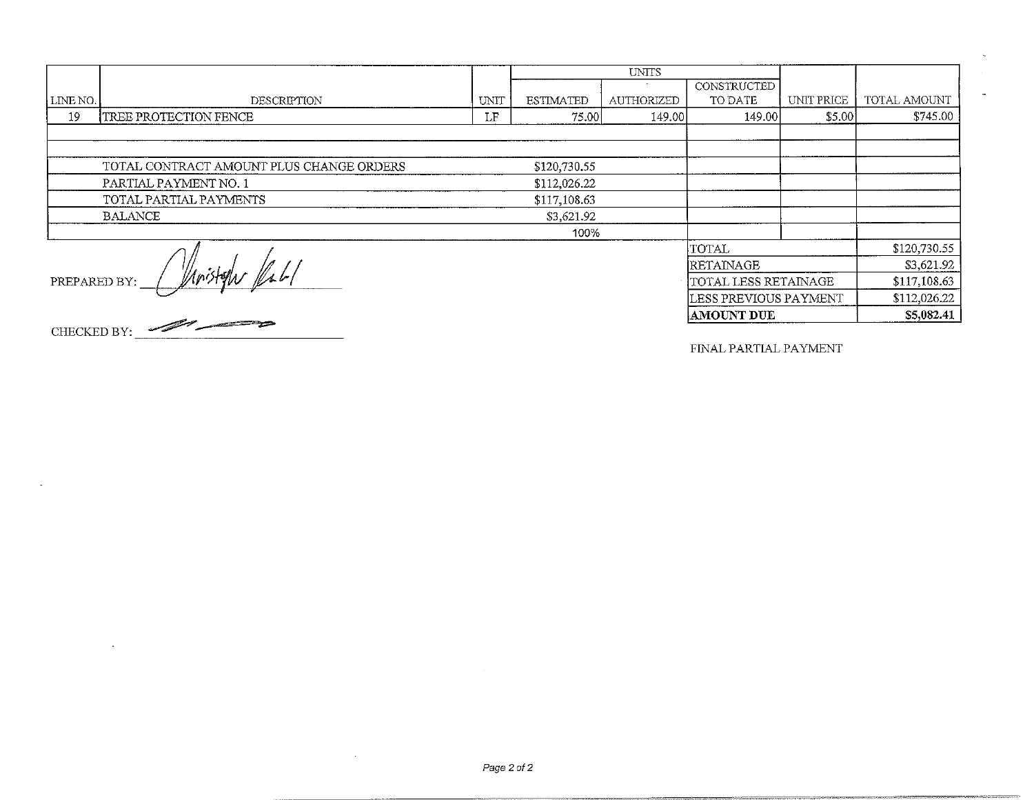| LINE NO. | DESCRIPTION | UNIT | UNITS ESTIMATED | AUTHORIZED | CONSTRUCTED TO DATE | UNIT PRICE | TOTAL AMOUNT |
|---|---|---|---|---|---|---|---|
| 19 | TREE PROTECTION FENCE | LF | 75.00 | 149.00 | 149.00 | $5.00 | $745.00 |
| | | | | | | | |
| | | | | | | | |
| | TOTAL CONTRACT AMOUNT PLUS CHANGE ORDERS | | $120,730.55 | | | | |
| | PARTIAL PAYMENT NO. 1 | | $112,026.22 | | | | |
| | TOTAL PARTIAL PAYMENTS | | $117,108.63 | | | | |
| | BALANCE | | $3,621.92 | | | | |
| | | | 100% | | | | |

| | |
|---|---|
| TOTAL | $120,730.55 |
| RETAINAGE | $3,621.92 |
| TOTAL LESS RETAINAGE | $117,108.63 |
| LESS PREVIOUS PAYMENT | $112,026.22 |
| **AMOUNT DUE** | **$5,082.41** |

PREPARED BY: Christopher Bell

CHECKED BY: ____________________

FINAL PARTIAL PAYMENT